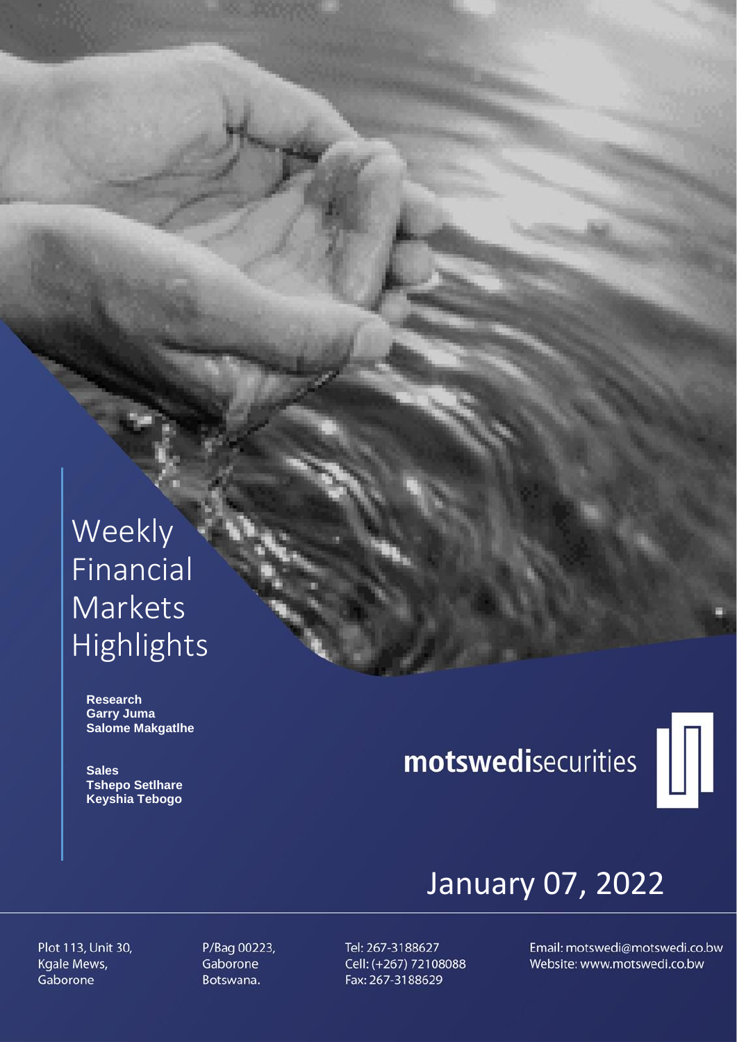# Weekly Financial Markets Highlights

**Research**
**Garry Juma**
**Salome Makgatlhe**

**Sales**
**Tshepo Setlhare**
**Keyshia Tebogo**

**motswedi**securities

## January 07, 2022

Plot 113, Unit 30,
Kgale Mews,
Gaborone

P/Bag 00223,
Gaborone
Botswana.

Tel: 267-3188627
Cell: (+267) 72108088
Fax: 267-3188629

Email: motswedi@motswedi.co.bw
Website: www.motswedi.co.bw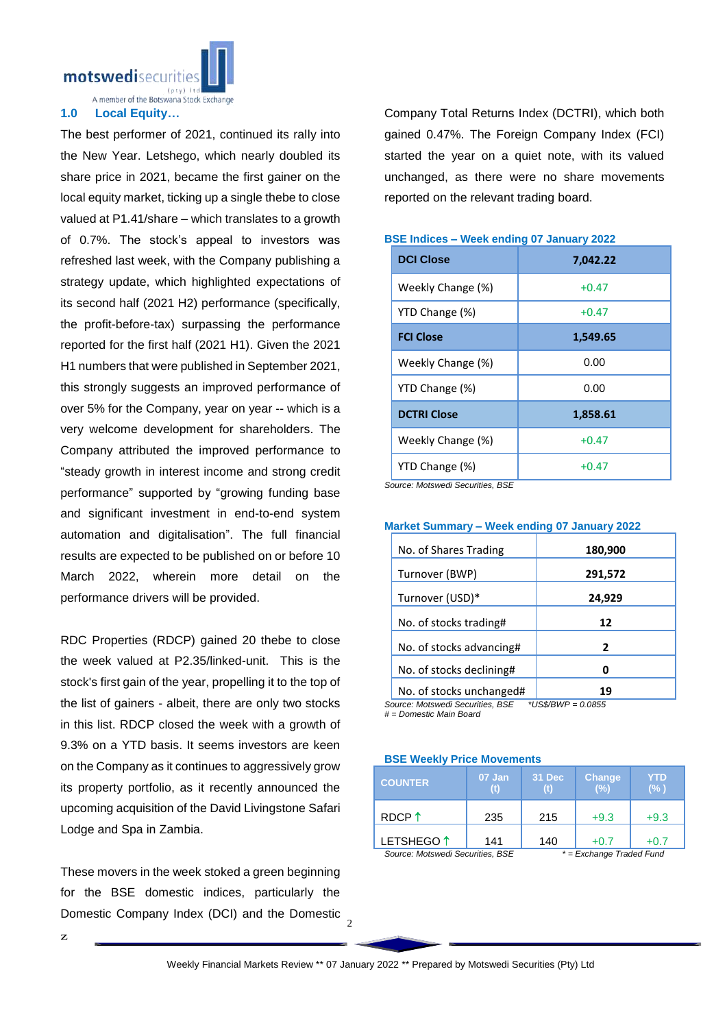## 1.0 Local Equity…

The best performer of 2021, continued its rally into the New Year. Letshego, which nearly doubled its share price in 2021, became the first gainer on the local equity market, ticking up a single thebe to close valued at P1.41/share – which translates to a growth of 0.7%. The stock's appeal to investors was refreshed last week, with the Company publishing a strategy update, which highlighted expectations of its second half (2021 H2) performance (specifically, the profit-before-tax) surpassing the performance reported for the first half (2021 H1). Given the 2021 H1 numbers that were published in September 2021, this strongly suggests an improved performance of over 5% for the Company, year on year -- which is a very welcome development for shareholders. The Company attributed the improved performance to "steady growth in interest income and strong credit performance" supported by "growing funding base and significant investment in end-to-end system automation and digitalisation". The full financial results are expected to be published on or before 10 March 2022, wherein more detail on the performance drivers will be provided.

RDC Properties (RDCP) gained 20 thebe to close the week valued at P2.35/linked-unit. This is the stock's first gain of the year, propelling it to the top of the list of gainers - albeit, there are only two stocks in this list. RDCP closed the week with a growth of 9.3% on a YTD basis. It seems investors are keen on the Company as it continues to aggressively grow its property portfolio, as it recently announced the upcoming acquisition of the David Livingstone Safari Lodge and Spa in Zambia.

These movers in the week stoked a green beginning for the BSE domestic indices, particularly the Domestic Company Index (DCI) and the Domestic Company Total Returns Index (DCTRI), which both gained 0.47%. The Foreign Company Index (FCI) started the year on a quiet note, with its valued unchanged, as there were no share movements reported on the relevant trading board.

**BSE Indices – Week ending 07 January 2022**

| **DCI Close** | **7,042.22** |
|---|---|
| Weekly Change (%) | +0.47 |
| YTD Change (%) | +0.47 |
| **FCI Close** | **1,549.65** |
| Weekly Change (%) | 0.00 |
| YTD Change (%) | 0.00 |
| **DCTRI Close** | **1,858.61** |
| Weekly Change (%) | +0.47 |
| YTD Change (%) | +0.47 |

*Source: Motswedi Securities, BSE*

**Market Summary – Week ending 07 January 2022**

| No. of Shares Trading | **180,900** |
|---|---|
| Turnover (BWP) | **291,572** |
| Turnover (USD)* | **24,929** |
| No. of stocks trading# | **12** |
| No. of stocks advancing# | **2** |
| No. of stocks declining# | **0** |
| No. of stocks unchanged# | **19** |

*Source: Motswedi Securities, BSE* *\*US$/BWP = 0.0855*
*# = Domestic Main Board*

**BSE Weekly Price Movements**

| COUNTER | 07 Jan (t) | 31 Dec (t) | Change (%) | YTD (%) |
|---|---|---|---|---|
| RDCP ↑ | 235 | 215 | +9.3 | +9.3 |
| LETSHEGO ↑ | 141 | 140 | +0.7 | +0.7 |

*Source: Motswedi Securities, BSE* *\* = Exchange Traded Fund*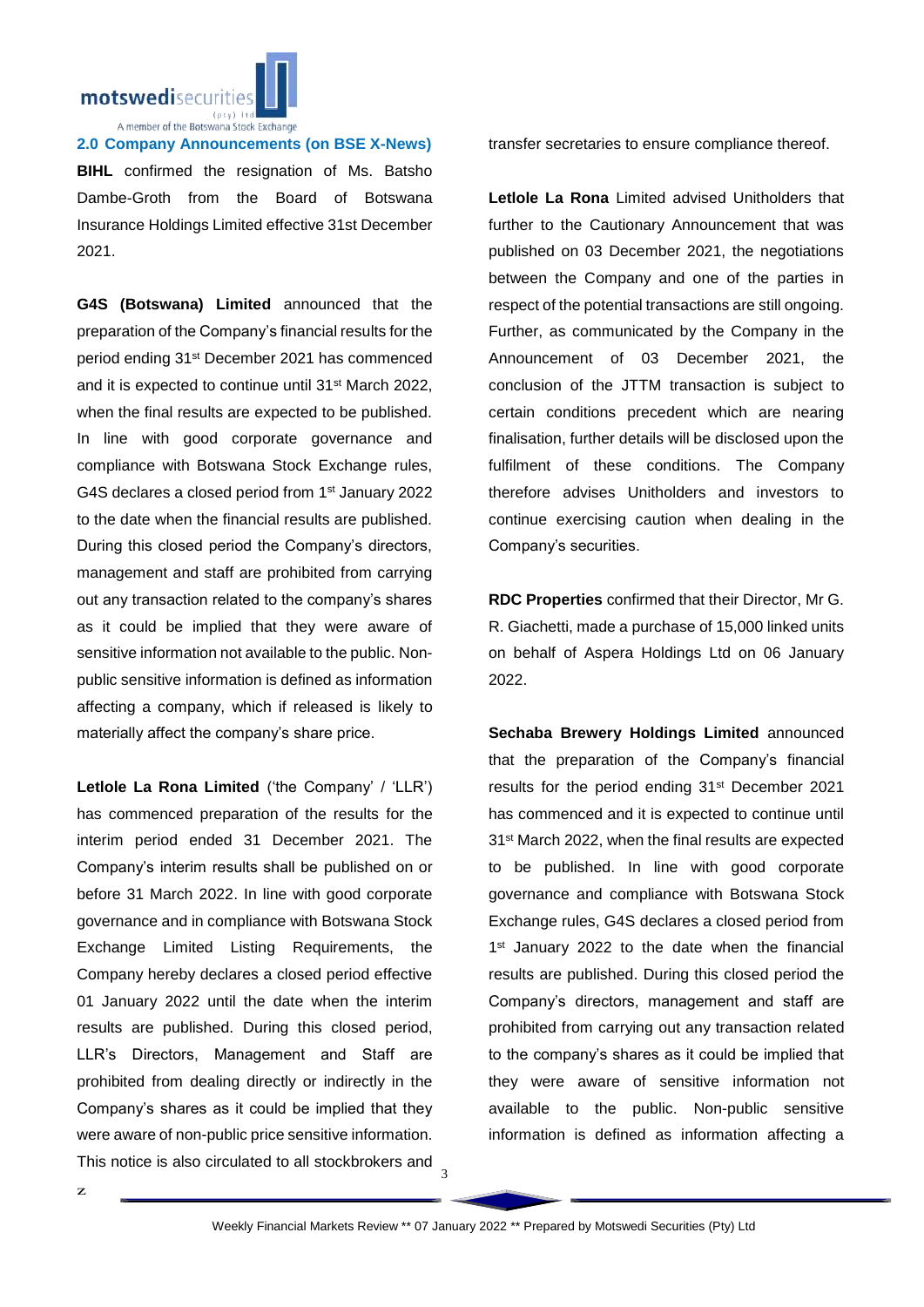## 2.0 Company Announcements (on BSE X-News)

**BIHL** confirmed the resignation of Ms. Batsho Dambe-Groth from the Board of Botswana Insurance Holdings Limited effective 31st December 2021.

**G4S (Botswana) Limited** announced that the preparation of the Company's financial results for the period ending 31st December 2021 has commenced and it is expected to continue until 31st March 2022, when the final results are expected to be published. In line with good corporate governance and compliance with Botswana Stock Exchange rules, G4S declares a closed period from 1st January 2022 to the date when the financial results are published. During this closed period the Company's directors, management and staff are prohibited from carrying out any transaction related to the company's shares as it could be implied that they were aware of sensitive information not available to the public. Non-public sensitive information is defined as information affecting a company, which if released is likely to materially affect the company's share price.

**Letlole La Rona Limited** ('the Company' / 'LLR') has commenced preparation of the results for the interim period ended 31 December 2021. The Company's interim results shall be published on or before 31 March 2022. In line with good corporate governance and in compliance with Botswana Stock Exchange Limited Listing Requirements, the Company hereby declares a closed period effective 01 January 2022 until the date when the interim results are published. During this closed period, LLR's Directors, Management and Staff are prohibited from dealing directly or indirectly in the Company's shares as it could be implied that they were aware of non-public price sensitive information. This notice is also circulated to all stockbrokers and transfer secretaries to ensure compliance thereof.

**Letlole La Rona** Limited advised Unitholders that further to the Cautionary Announcement that was published on 03 December 2021, the negotiations between the Company and one of the parties in respect of the potential transactions are still ongoing. Further, as communicated by the Company in the Announcement of 03 December 2021, the conclusion of the JTTM transaction is subject to certain conditions precedent which are nearing finalisation, further details will be disclosed upon the fulfilment of these conditions. The Company therefore advises Unitholders and investors to continue exercising caution when dealing in the Company's securities.

**RDC Properties** confirmed that their Director, Mr G. R. Giachetti, made a purchase of 15,000 linked units on behalf of Aspera Holdings Ltd on 06 January 2022.

**Sechaba Brewery Holdings Limited** announced that the preparation of the Company's financial results for the period ending 31st December 2021 has commenced and it is expected to continue until 31st March 2022, when the final results are expected to be published. In line with good corporate governance and compliance with Botswana Stock Exchange rules, G4S declares a closed period from 1st January 2022 to the date when the financial results are published. During this closed period the Company's directors, management and staff are prohibited from carrying out any transaction related to the company's shares as it could be implied that they were aware of sensitive information not available to the public. Non-public sensitive information is defined as information affecting a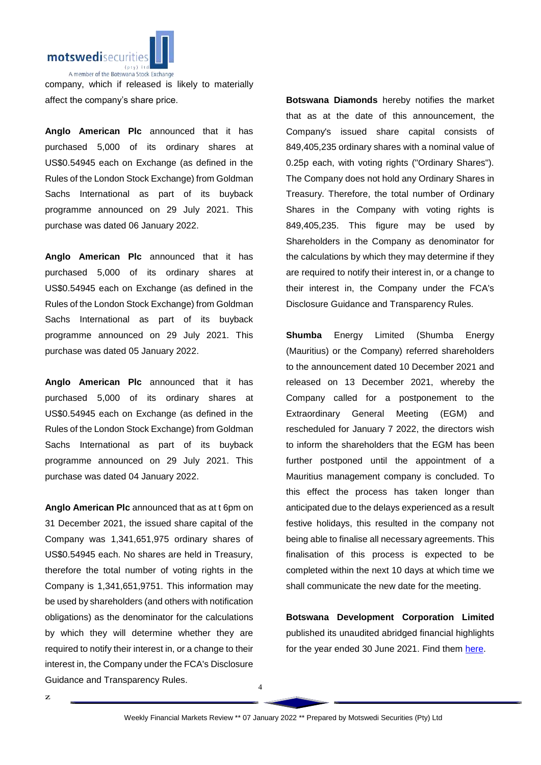company, which if released is likely to materially affect the company's share price.

**Anglo American Plc** announced that it has purchased 5,000 of its ordinary shares at US$0.54945 each on Exchange (as defined in the Rules of the London Stock Exchange) from Goldman Sachs International as part of its buyback programme announced on 29 July 2021. This purchase was dated 06 January 2022.

**Anglo American Plc** announced that it has purchased 5,000 of its ordinary shares at US$0.54945 each on Exchange (as defined in the Rules of the London Stock Exchange) from Goldman Sachs International as part of its buyback programme announced on 29 July 2021. This purchase was dated 05 January 2022.

**Anglo American Plc** announced that it has purchased 5,000 of its ordinary shares at US$0.54945 each on Exchange (as defined in the Rules of the London Stock Exchange) from Goldman Sachs International as part of its buyback programme announced on 29 July 2021. This purchase was dated 04 January 2022.

**Anglo American Plc** announced that as at t 6pm on 31 December 2021, the issued share capital of the Company was 1,341,651,975 ordinary shares of US$0.54945 each. No shares are held in Treasury, therefore the total number of voting rights in the Company is 1,341,651,9751. This information may be used by shareholders (and others with notification obligations) as the denominator for the calculations by which they will determine whether they are required to notify their interest in, or a change to their interest in, the Company under the FCA's Disclosure Guidance and Transparency Rules.

**Botswana Diamonds** hereby notifies the market that as at the date of this announcement, the Company's issued share capital consists of 849,405,235 ordinary shares with a nominal value of 0.25p each, with voting rights ("Ordinary Shares"). The Company does not hold any Ordinary Shares in Treasury. Therefore, the total number of Ordinary Shares in the Company with voting rights is 849,405,235. This figure may be used by Shareholders in the Company as denominator for the calculations by which they may determine if they are required to notify their interest in, or a change to their interest in, the Company under the FCA's Disclosure Guidance and Transparency Rules.

**Shumba** Energy Limited (Shumba Energy (Mauritius) or the Company) referred shareholders to the announcement dated 10 December 2021 and released on 13 December 2021, whereby the Company called for a postponement to the Extraordinary General Meeting (EGM) and rescheduled for January 7 2022, the directors wish to inform the shareholders that the EGM has been further postponed until the appointment of a Mauritius management company is concluded. To this effect the process has taken longer than anticipated due to the delays experienced as a result festive holidays, this resulted in the company not being able to finalise all necessary agreements. This finalisation of this process is expected to be completed within the next 10 days at which time we shall communicate the new date for the meeting.

**Botswana Development Corporation Limited** published its unaudited abridged financial highlights for the year ended 30 June 2021. Find them here.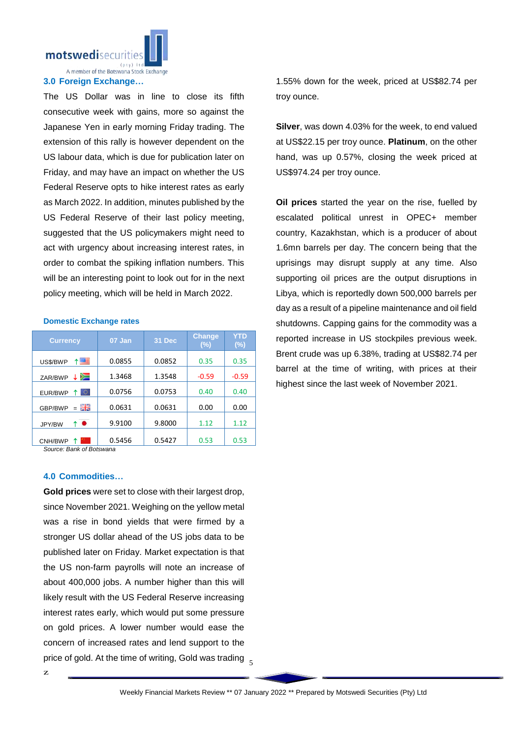## 3.0 Foreign Exchange…

The US Dollar was in line to close its fifth consecutive week with gains, more so against the Japanese Yen in early morning Friday trading. The extension of this rally is however dependent on the US labour data, which is due for publication later on Friday, and may have an impact on whether the US Federal Reserve opts to hike interest rates as early as March 2022. In addition, minutes published by the US Federal Reserve of their last policy meeting, suggested that the US policymakers might need to act with urgency about increasing interest rates, in order to combat the spiking inflation numbers. This will be an interesting point to look out for in the next policy meeting, which will be held in March 2022.

**Domestic Exchange rates**

| Currency | 07 Jan | 31 Dec | Change (%) | YTD (%) |
|---|---|---|---|---|
| US$/BWP ↑ | 0.0855 | 0.0852 | 0.35 | 0.35 |
| ZAR/BWP ↓ | 1.3468 | 1.3548 | -0.59 | -0.59 |
| EUR/BWP ↑ | 0.0756 | 0.0753 | 0.40 | 0.40 |
| GBP/BWP = | 0.0631 | 0.0631 | 0.00 | 0.00 |
| JPY/BW ↑ | 9.9100 | 9.8000 | 1.12 | 1.12 |
| CNH/BWP ↑ | 0.5456 | 0.5427 | 0.53 | 0.53 |

*Source: Bank of Botswana*

## 4.0 Commodities…

**Gold prices** were set to close with their largest drop, since November 2021. Weighing on the yellow metal was a rise in bond yields that were firmed by a stronger US dollar ahead of the US jobs data to be published later on Friday. Market expectation is that the US non-farm payrolls will note an increase of about 400,000 jobs. A number higher than this will likely result with the US Federal Reserve increasing interest rates early, which would put some pressure on gold prices. A lower number would ease the concern of increased rates and lend support to the price of gold. At the time of writing, Gold was trading 1.55% down for the week, priced at US$82.74 per troy ounce.

**Silver**, was down 4.03% for the week, to end valued at US$22.15 per troy ounce. **Platinum**, on the other hand, was up 0.57%, closing the week priced at US$974.24 per troy ounce.

**Oil prices** started the year on the rise, fuelled by escalated political unrest in OPEC+ member country, Kazakhstan, which is a producer of about 1.6mn barrels per day. The concern being that the uprisings may disrupt supply at any time. Also supporting oil prices are the output disruptions in Libya, which is reportedly down 500,000 barrels per day as a result of a pipeline maintenance and oil field shutdowns. Capping gains for the commodity was a reported increase in US stockpiles previous week. Brent crude was up 6.38%, trading at US$82.74 per barrel at the time of writing, with prices at their highest since the last week of November 2021.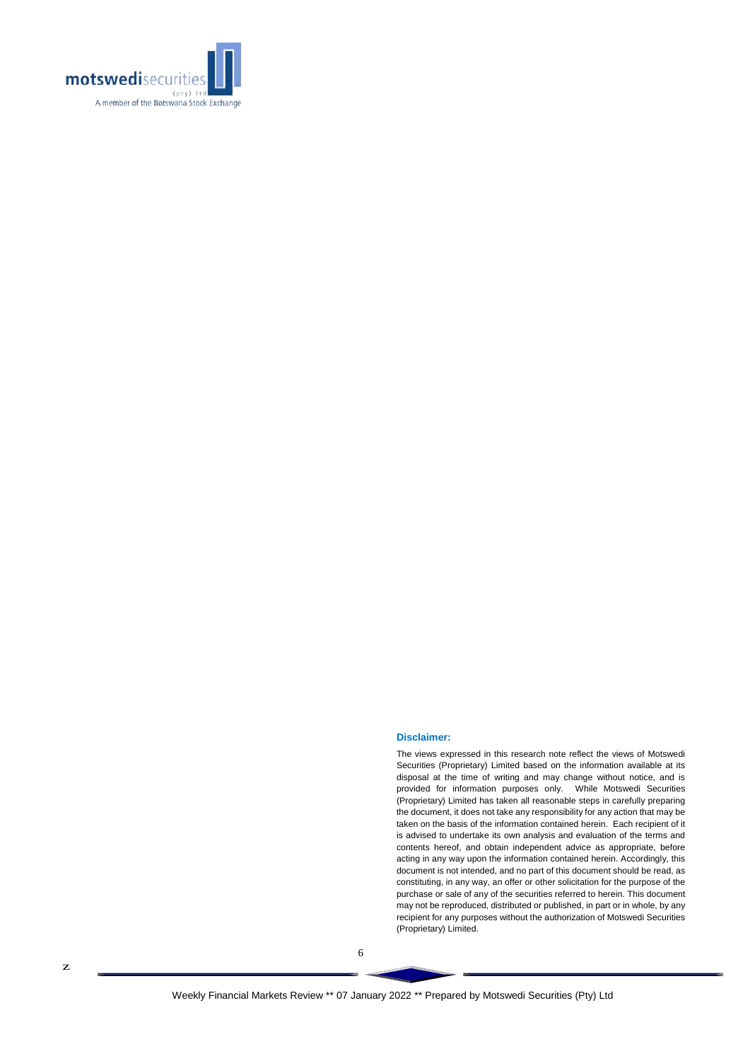**Disclaimer:**

The views expressed in this research note reflect the views of Motswedi Securities (Proprietary) Limited based on the information available at its disposal at the time of writing and may change without notice, and is provided for information purposes only. While Motswedi Securities (Proprietary) Limited has taken all reasonable steps in carefully preparing the document, it does not take any responsibility for any action that may be taken on the basis of the information contained herein. Each recipient of it is advised to undertake its own analysis and evaluation of the terms and contents hereof, and obtain independent advice as appropriate, before acting in any way upon the information contained herein. Accordingly, this document is not intended, and no part of this document should be read, as constituting, in any way, an offer or other solicitation for the purpose of the purchase or sale of any of the securities referred to herein. This document may not be reproduced, distributed or published, in part or in whole, by any recipient for any purposes without the authorization of Motswedi Securities (Proprietary) Limited.